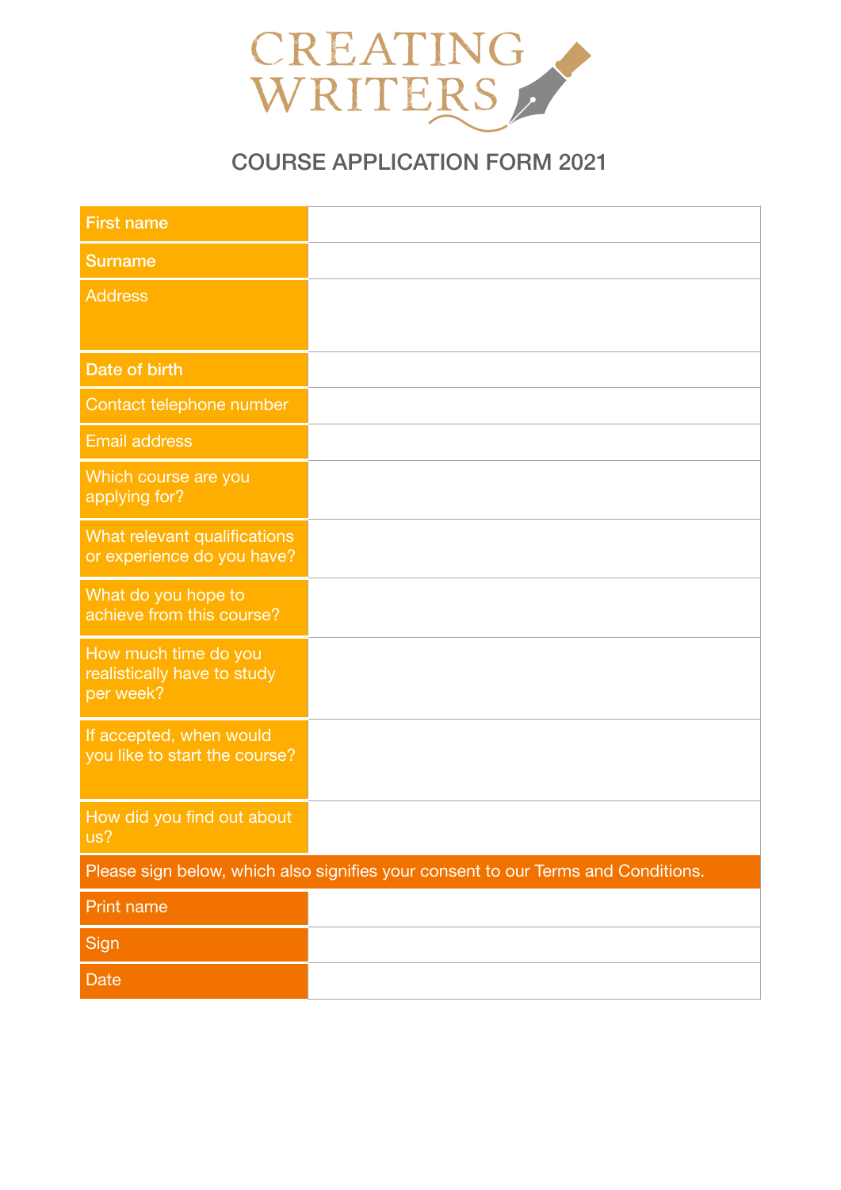# CREATING WRITERS

## COURSE APPLICATION FORM 2021

| | |
|---|---|
| **First name** | |
| **Surname** | |
| Address | |
| **Date of birth** | |
| Contact telephone number | |
| Email address | |
| Which course are you applying for? | |
| What relevant qualifications or experience do you have? | |
| What do you hope to achieve from this course? | |
| How much time do you realistically have to study per week? | |
| If accepted, when would you like to start the course? | |
| How did you find out about us? | |

Please sign below, which also signifies your consent to our Terms and Conditions.

| | |
|---|---|
| Print name | |
| Sign | |
| Date | |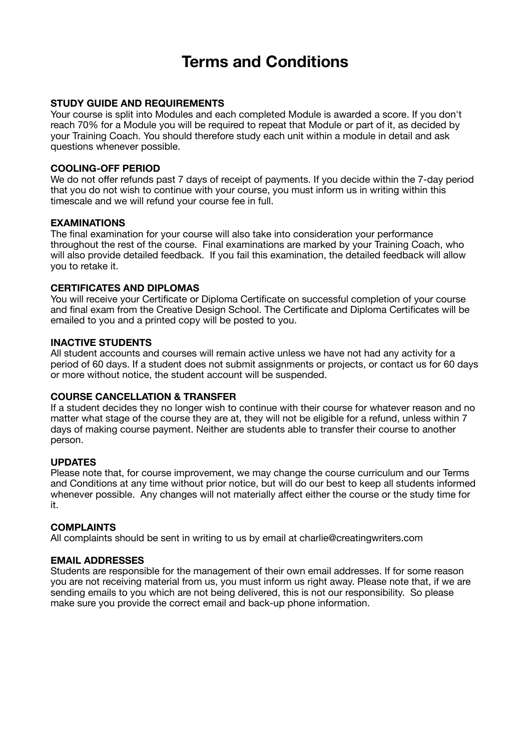# Terms and Conditions

**STUDY GUIDE AND REQUIREMENTS**
Your course is split into Modules and each completed Module is awarded a score. If you don't reach 70% for a Module you will be required to repeat that Module or part of it, as decided by your Training Coach. You should therefore study each unit within a module in detail and ask questions whenever possible.

**COOLING-OFF PERIOD**
We do not offer refunds past 7 days of receipt of payments. If you decide within the 7-day period that you do not wish to continue with your course, you must inform us in writing within this timescale and we will refund your course fee in full.

**EXAMINATIONS**
The final examination for your course will also take into consideration your performance throughout the rest of the course. Final examinations are marked by your Training Coach, who will also provide detailed feedback. If you fail this examination, the detailed feedback will allow you to retake it.

**CERTIFICATES AND DIPLOMAS**
You will receive your Certificate or Diploma Certificate on successful completion of your course and final exam from the Creative Design School. The Certificate and Diploma Certificates will be emailed to you and a printed copy will be posted to you.

**INACTIVE STUDENTS**
All student accounts and courses will remain active unless we have not had any activity for a period of 60 days. If a student does not submit assignments or projects, or contact us for 60 days or more without notice, the student account will be suspended.

**COURSE CANCELLATION & TRANSFER**
If a student decides they no longer wish to continue with their course for whatever reason and no matter what stage of the course they are at, they will not be eligible for a refund, unless within 7 days of making course payment. Neither are students able to transfer their course to another person.

**UPDATES**
Please note that, for course improvement, we may change the course curriculum and our Terms and Conditions at any time without prior notice, but will do our best to keep all students informed whenever possible. Any changes will not materially affect either the course or the study time for it.

**COMPLAINTS**
All complaints should be sent in writing to us by email at charlie@creatingwriters.com

**EMAIL ADDRESSES**
Students are responsible for the management of their own email addresses. If for some reason you are not receiving material from us, you must inform us right away. Please note that, if we are sending emails to you which are not being delivered, this is not our responsibility. So please make sure you provide the correct email and back-up phone information.